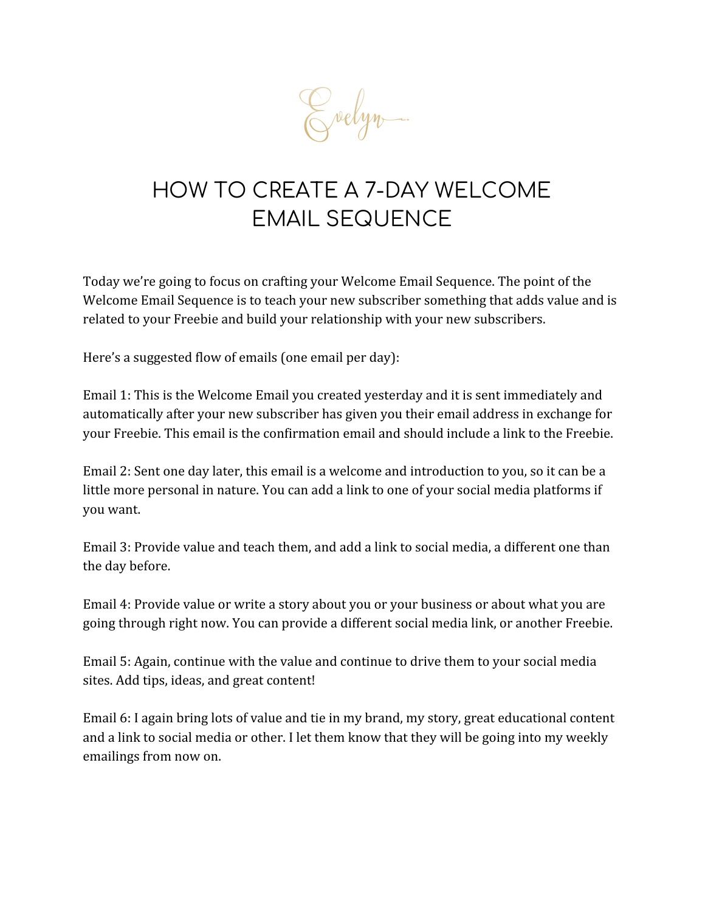Evelyn

# HOW TO CREATE A 7-DAY WELCOME EMAIL SEQUENCE

Today we're going to focus on crafting your Welcome Email Sequence. The point of the Welcome Email Sequence is to teach your new subscriber something that adds value and is related to your Freebie and build your relationship with your new subscribers.

Here's a suggested flow of emails (one email per day):

Email 1: This is the Welcome Email you created yesterday and it is sent immediately and automatically after your new subscriber has given you their email address in exchange for your Freebie. This email is the confirmation email and should include a link to the Freebie.

Email 2: Sent one day later, this email is a welcome and introduction to you, so it can be a little more personal in nature. You can add a link to one of your social media platforms if you want.

Email 3: Provide value and teach them, and add a link to social media, a different one than the day before.

Email 4: Provide value or write a story about you or your business or about what you are going through right now. You can provide a different social media link, or another Freebie.

Email 5: Again, continue with the value and continue to drive them to your social media sites. Add tips, ideas, and great content!

Email 6: I again bring lots of value and tie in my brand, my story, great educational content and a link to social media or other. I let them know that they will be going into my weekly emailings from now on.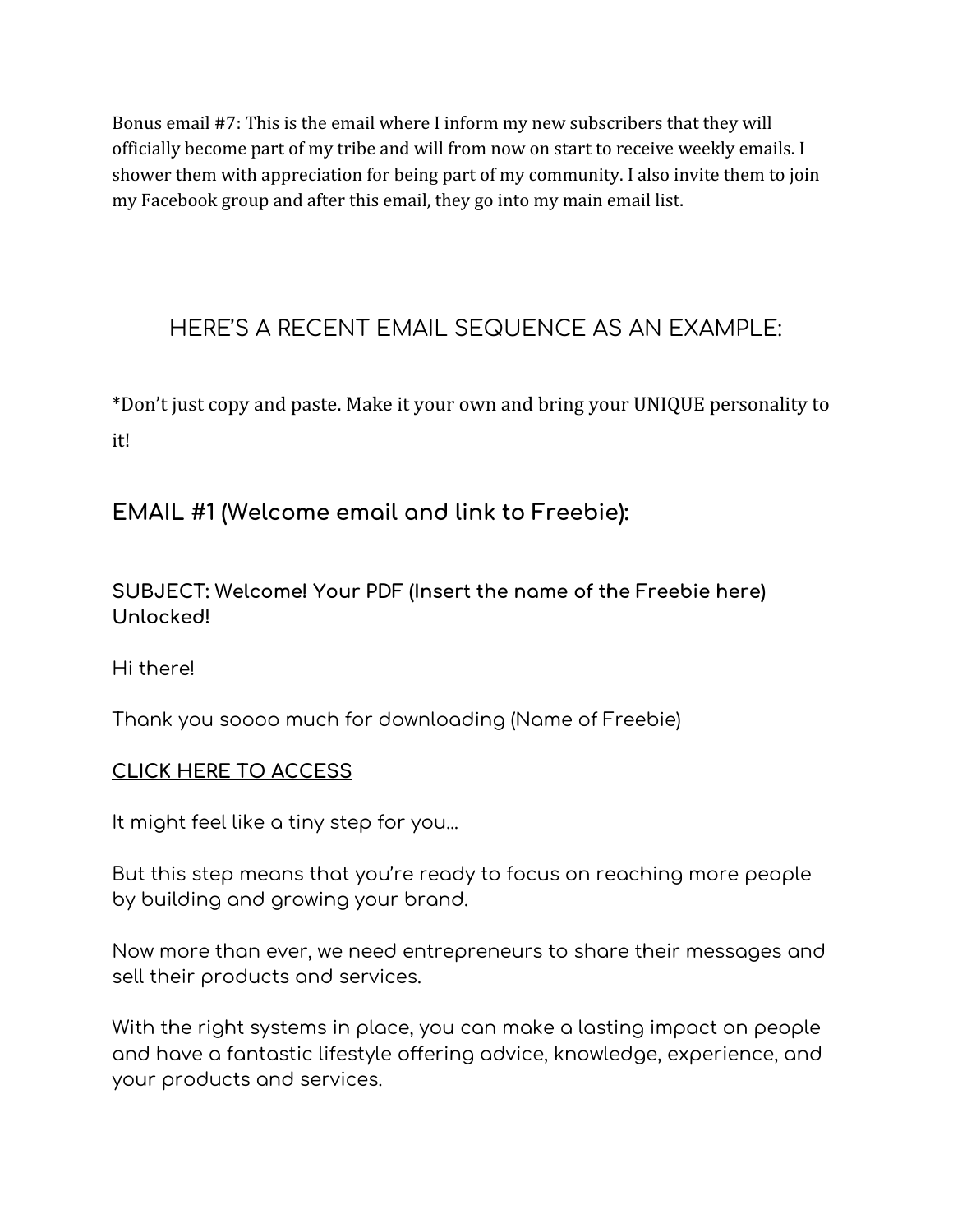Bonus email #7: This is the email where I inform my new subscribers that they will officially become part of my tribe and will from now on start to receive weekly emails. I shower them with appreciation for being part of my community. I also invite them to join my Facebook group and after this email, they go into my main email list.

## HERE'S A RECENT EMAIL SEQUENCE AS AN EXAMPLE:

*Don't just copy and paste. Make it your own and bring your UNIQUE personality to it!

## <u>EMAIL #1 (Welcome email and link to Freebie):</u>

**SUBJECT: Welcome! Your PDF (Insert the name of the Freebie here) Unlocked!**

Hi there!

Thank you soooo much for downloading (Name of Freebie)

<u>CLICK HERE TO ACCESS</u>

It might feel like a tiny step for you...

But this step means that you're ready to focus on reaching more people by building and growing your brand.

Now more than ever, we need entrepreneurs to share their messages and sell their products and services.

With the right systems in place, you can make a lasting impact on people and have a fantastic lifestyle offering advice, knowledge, experience, and your products and services.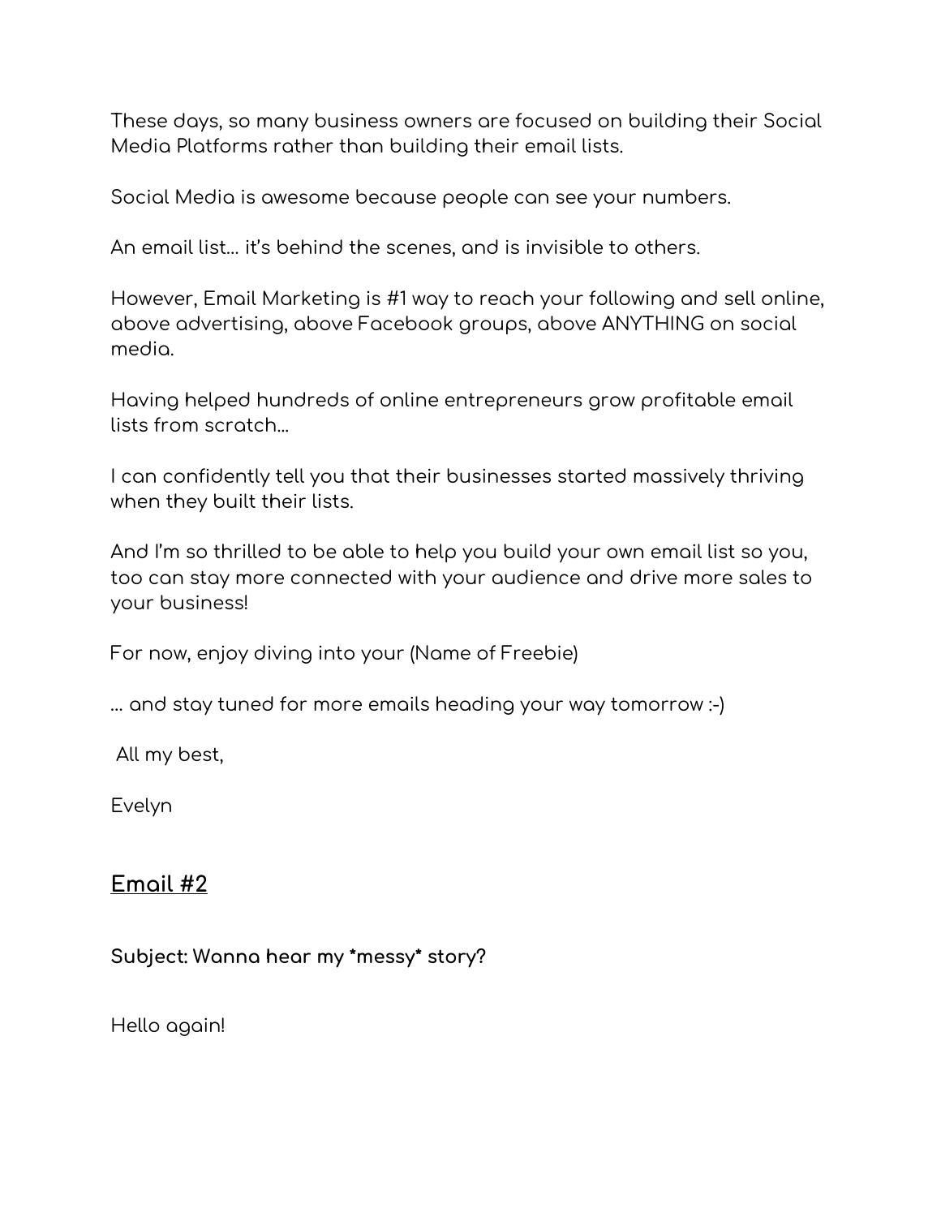These days, so many business owners are focused on building their Social Media Platforms rather than building their email lists.

Social Media is awesome because people can see your numbers.

An email list… it's behind the scenes, and is invisible to others.

However, Email Marketing is #1 way to reach your following and sell online, above advertising, above Facebook groups, above ANYTHING on social media.

Having helped hundreds of online entrepreneurs grow profitable email lists from scratch…

I can confidently tell you that their businesses started massively thriving when they built their lists.

And I'm so thrilled to be able to help you build your own email list so you, too can stay more connected with your audience and drive more sales to your business!

For now, enjoy diving into your (Name of Freebie)

… and stay tuned for more emails heading your way tomorrow :-)

All my best,

Evelyn

## Email #2

**Subject: Wanna hear my *messy* story?**

Hello again!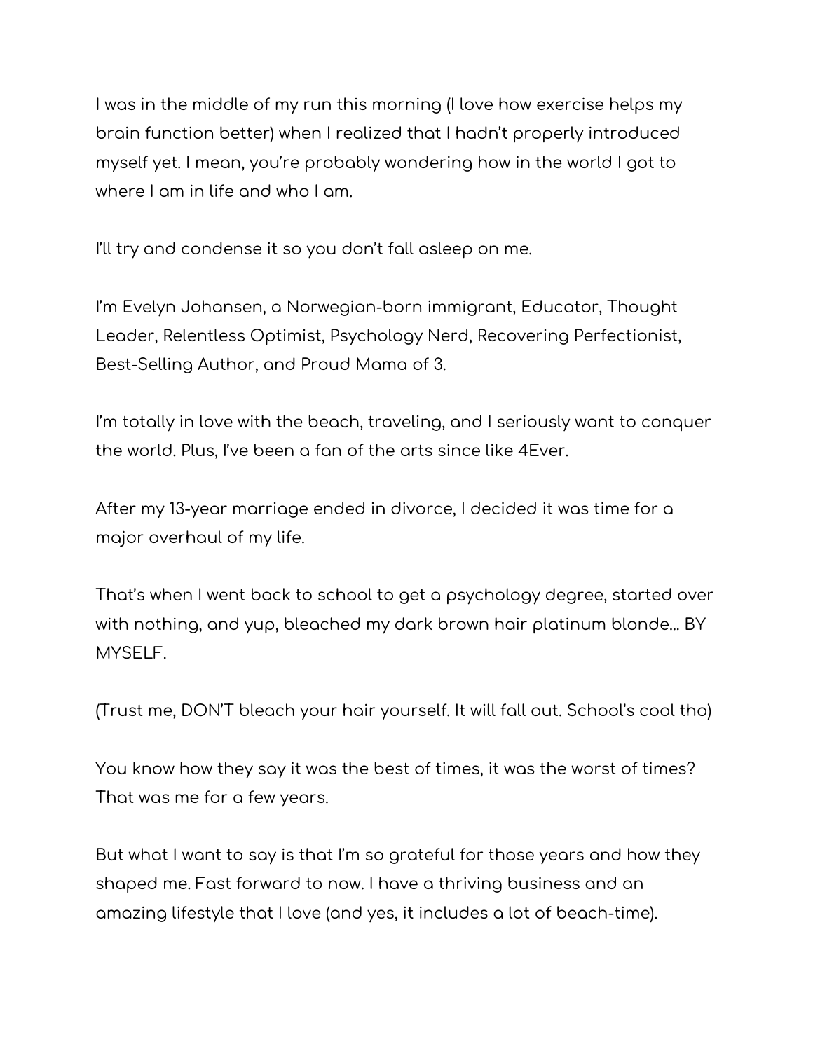I was in the middle of my run this morning (I love how exercise helps my brain function better) when I realized that I hadn't properly introduced myself yet. I mean, you're probably wondering how in the world I got to where I am in life and who I am.

I'll try and condense it so you don't fall asleep on me.

I'm Evelyn Johansen, a Norwegian-born immigrant, Educator, Thought Leader, Relentless Optimist, Psychology Nerd, Recovering Perfectionist, Best-Selling Author, and Proud Mama of 3.

I'm totally in love with the beach, traveling, and I seriously want to conquer the world. Plus, I've been a fan of the arts since like 4Ever.

After my 13-year marriage ended in divorce, I decided it was time for a major overhaul of my life.

That's when I went back to school to get a psychology degree, started over with nothing, and yup, bleached my dark brown hair platinum blonde... BY MYSELF.

(Trust me, DON'T bleach your hair yourself. It will fall out. School's cool tho)

You know how they say it was the best of times, it was the worst of times? That was me for a few years.

But what I want to say is that I'm so grateful for those years and how they shaped me. Fast forward to now. I have a thriving business and an amazing lifestyle that I love (and yes, it includes a lot of beach-time).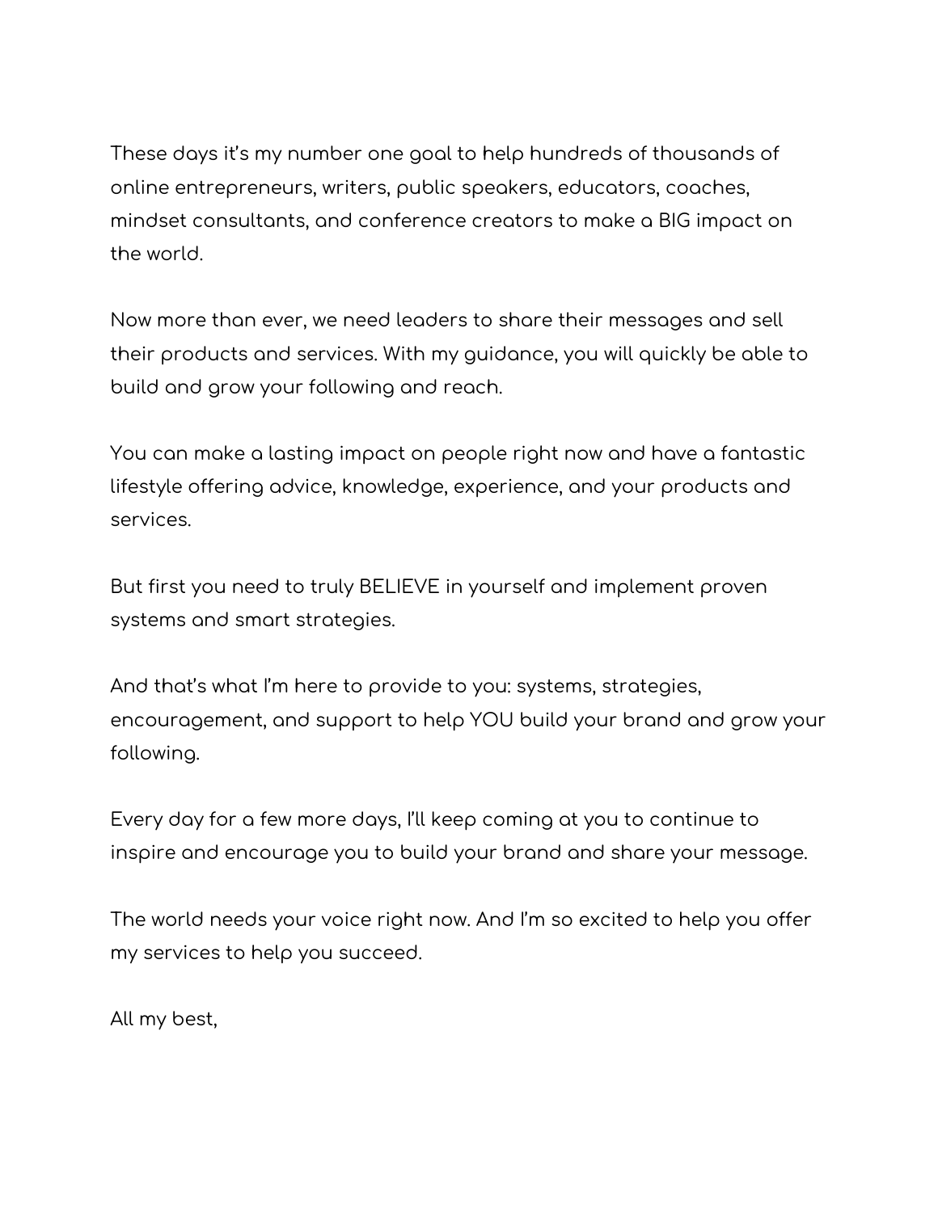These days it's my number one goal to help hundreds of thousands of online entrepreneurs, writers, public speakers, educators, coaches, mindset consultants, and conference creators to make a BIG impact on the world.

Now more than ever, we need leaders to share their messages and sell their products and services. With my guidance, you will quickly be able to build and grow your following and reach.

You can make a lasting impact on people right now and have a fantastic lifestyle offering advice, knowledge, experience, and your products and services.

But first you need to truly BELIEVE in yourself and implement proven systems and smart strategies.

And that's what I'm here to provide to you: systems, strategies, encouragement, and support to help YOU build your brand and grow your following.

Every day for a few more days, I'll keep coming at you to continue to inspire and encourage you to build your brand and share your message.

The world needs your voice right now. And I'm so excited to help you offer my services to help you succeed.

All my best,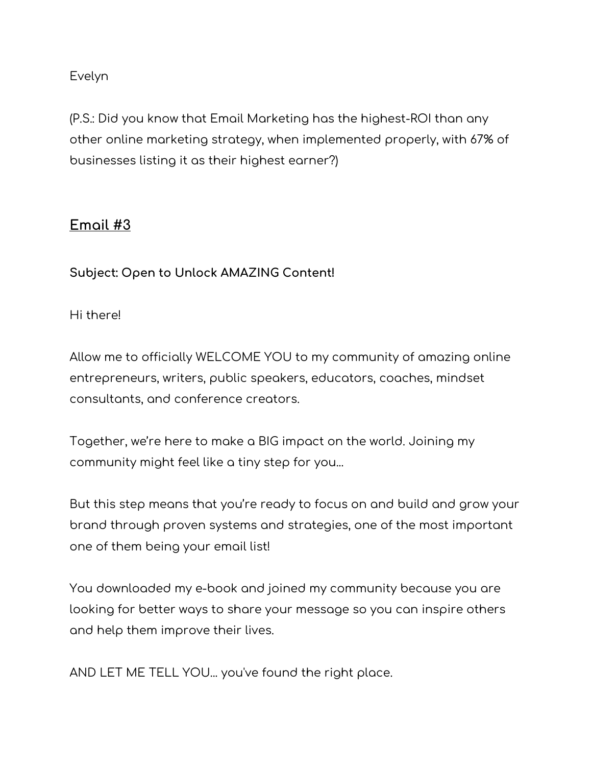Evelyn

(P.S.: Did you know that Email Marketing has the highest-ROI than any other online marketing strategy, when implemented properly, with 67% of businesses listing it as their highest earner?)

## Email #3

**Subject: Open to Unlock AMAZING Content!**

Hi there!

Allow me to officially WELCOME YOU to my community of amazing online entrepreneurs, writers, public speakers, educators, coaches, mindset consultants, and conference creators.

Together, we're here to make a BIG impact on the world. Joining my community might feel like a tiny step for you…

But this step means that you're ready to focus on and build and grow your brand through proven systems and strategies, one of the most important one of them being your email list!

You downloaded my e-book and joined my community because you are looking for better ways to share your message so you can inspire others and help them improve their lives.

AND LET ME TELL YOU… you've found the right place.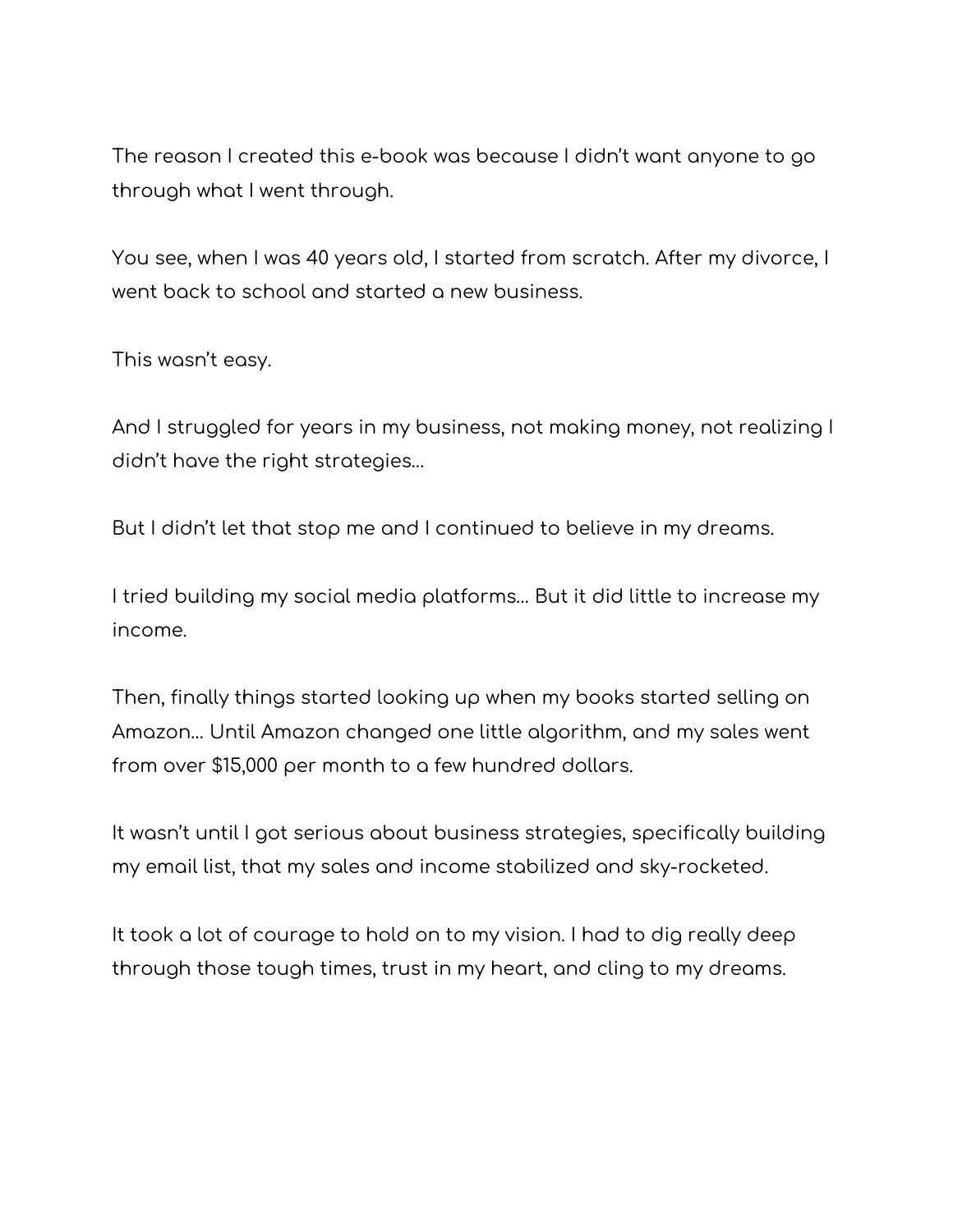The reason I created this e-book was because I didn't want anyone to go through what I went through.

You see, when I was 40 years old, I started from scratch. After my divorce, I went back to school and started a new business.

This wasn't easy.

And I struggled for years in my business, not making money, not realizing I didn't have the right strategies…

But I didn't let that stop me and I continued to believe in my dreams.

I tried building my social media platforms… But it did little to increase my income.

Then, finally things started looking up when my books started selling on Amazon… Until Amazon changed one little algorithm, and my sales went from over $15,000 per month to a few hundred dollars.

It wasn't until I got serious about business strategies, specifically building my email list, that my sales and income stabilized and sky-rocketed.

It took a lot of courage to hold on to my vision. I had to dig really deep through those tough times, trust in my heart, and cling to my dreams.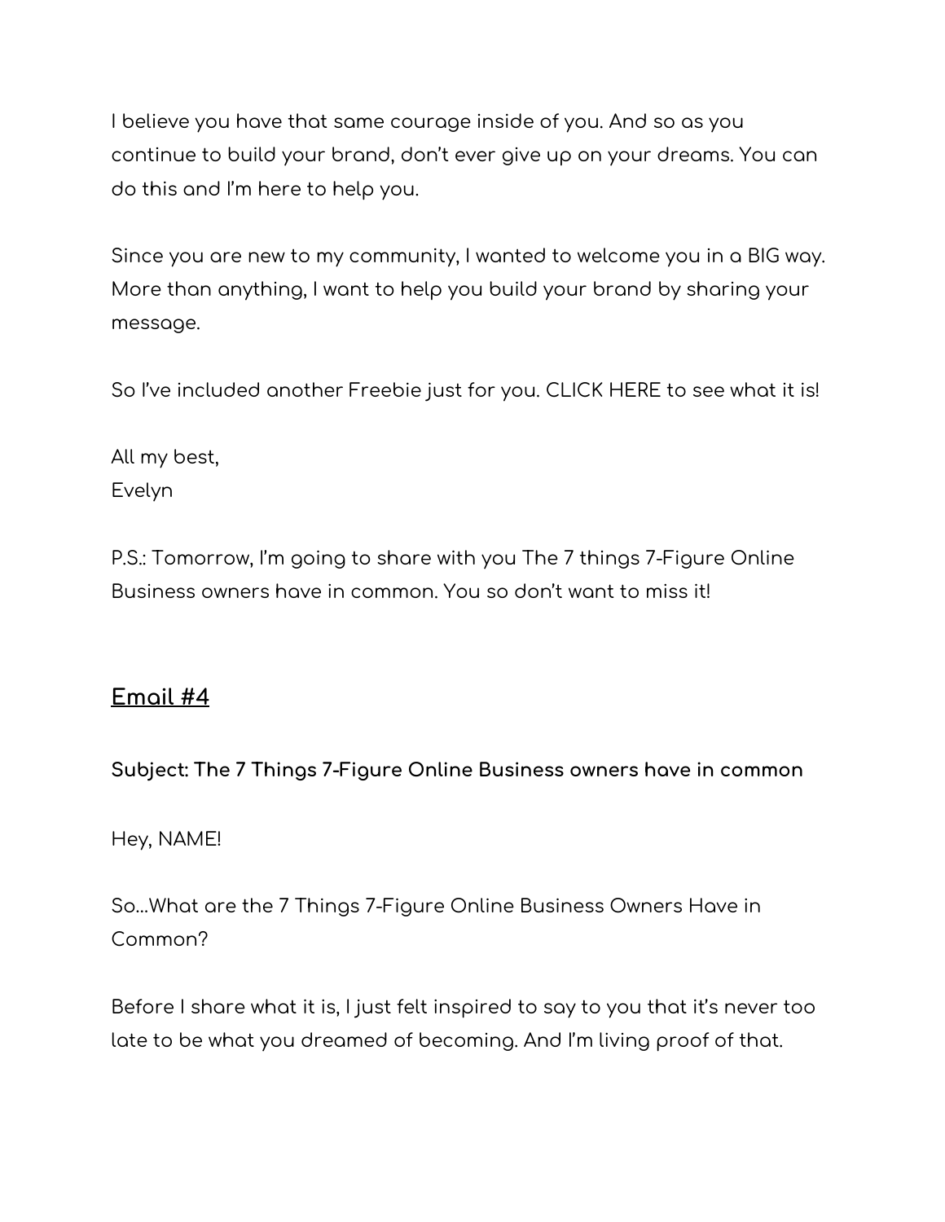I believe you have that same courage inside of you. And so as you continue to build your brand, don't ever give up on your dreams. You can do this and I'm here to help you.

Since you are new to my community, I wanted to welcome you in a BIG way. More than anything, I want to help you build your brand by sharing your message.

So I've included another Freebie just for you. CLICK HERE to see what it is!

All my best,
Evelyn

P.S.: Tomorrow, I'm going to share with you The 7 things 7-Figure Online Business owners have in common. You so don't want to miss it!

## Email #4

**Subject: The 7 Things 7-Figure Online Business owners have in common**

Hey, NAME!

So…What are the 7 Things 7-Figure Online Business Owners Have in Common?

Before I share what it is, I just felt inspired to say to you that it's never too late to be what you dreamed of becoming. And I'm living proof of that.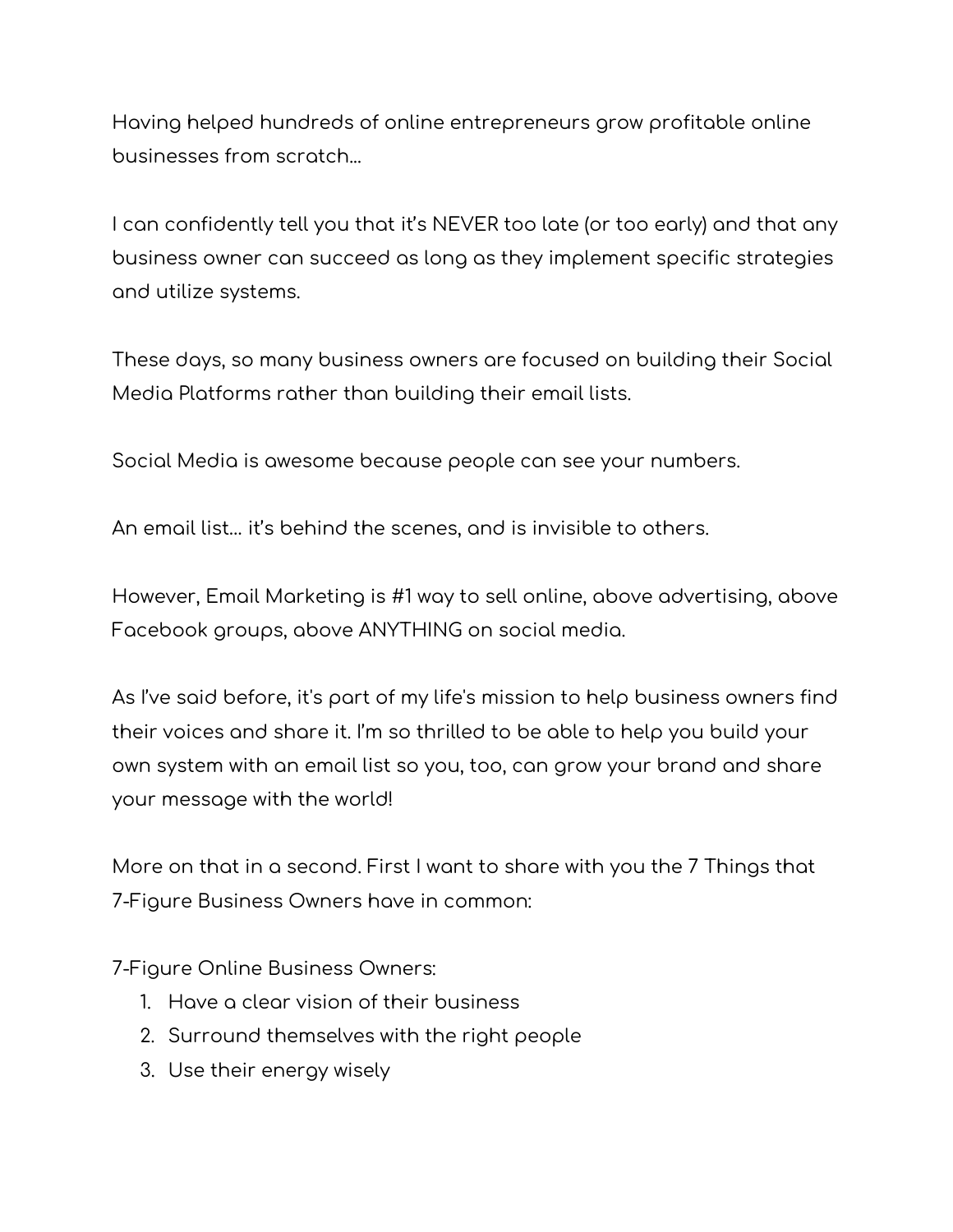Having helped hundreds of online entrepreneurs grow profitable online businesses from scratch...

I can confidently tell you that it's NEVER too late (or too early) and that any business owner can succeed as long as they implement specific strategies and utilize systems.

These days, so many business owners are focused on building their Social Media Platforms rather than building their email lists.

Social Media is awesome because people can see your numbers.

An email list... it's behind the scenes, and is invisible to others.

However, Email Marketing is #1 way to sell online, above advertising, above Facebook groups, above ANYTHING on social media.

As I've said before, it's part of my life's mission to help business owners find their voices and share it. I'm so thrilled to be able to help you build your own system with an email list so you, too, can grow your brand and share your message with the world!

More on that in a second. First I want to share with you the 7 Things that 7-Figure Business Owners have in common:

7-Figure Online Business Owners:

1. Have a clear vision of their business
2. Surround themselves with the right people
3. Use their energy wisely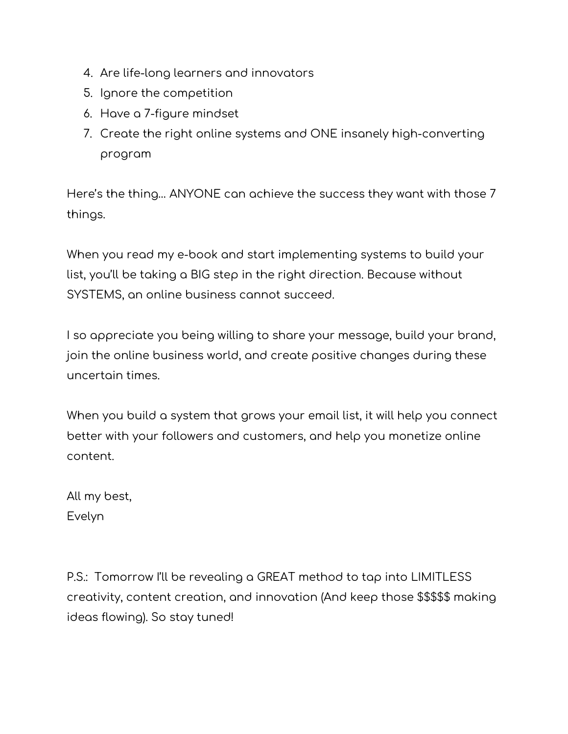4. Are life-long learners and innovators
5. Ignore the competition
6. Have a 7-figure mindset
7. Create the right online systems and ONE insanely high-converting program

Here's the thing... ANYONE can achieve the success they want with those 7 things.

When you read my e-book and start implementing systems to build your list, you'll be taking a BIG step in the right direction. Because without SYSTEMS, an online business cannot succeed.

I so appreciate you being willing to share your message, build your brand, join the online business world, and create positive changes during these uncertain times.

When you build a system that grows your email list, it will help you connect better with your followers and customers, and help you monetize online content.

All my best,
Evelyn

P.S.: Tomorrow I'll be revealing a GREAT method to tap into LIMITLESS creativity, content creation, and innovation (And keep those $$$$$ making ideas flowing). So stay tuned!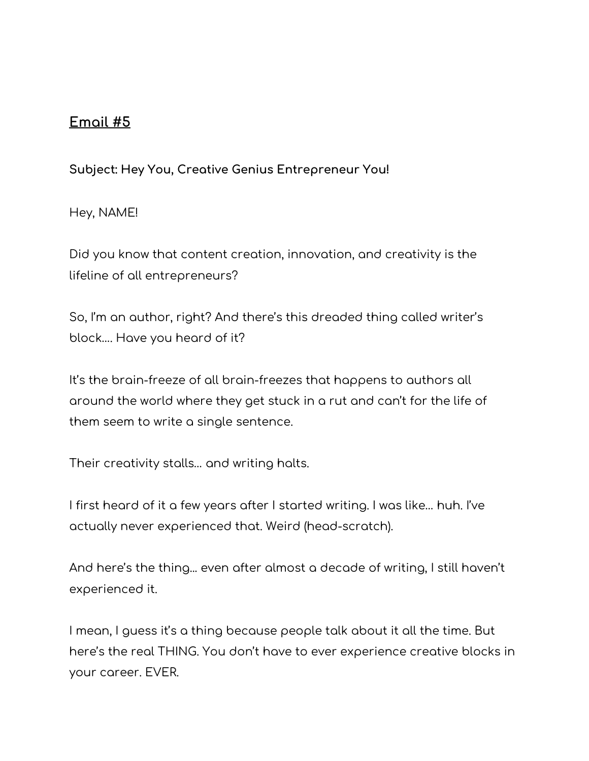## Email #5

**Subject: Hey You, Creative Genius Entrepreneur You!**

Hey, NAME!

Did you know that content creation, innovation, and creativity is the lifeline of all entrepreneurs?

So, I'm an author, right? And there's this dreaded thing called writer's block…. Have you heard of it?

It's the brain-freeze of all brain-freezes that happens to authors all around the world where they get stuck in a rut and can't for the life of them seem to write a single sentence.

Their creativity stalls… and writing halts.

I first heard of it a few years after I started writing. I was like… huh. I've actually never experienced that. Weird (head-scratch).

And here's the thing… even after almost a decade of writing, I still haven't experienced it.

I mean, I guess it's a thing because people talk about it all the time. But here's the real THING. You don't have to ever experience creative blocks in your career. EVER.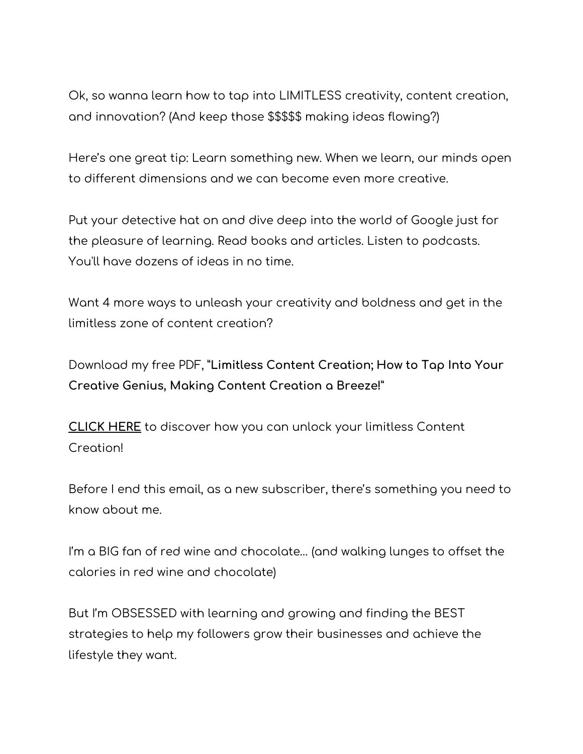Ok, so wanna learn how to tap into LIMITLESS creativity, content creation, and innovation? (And keep those $$$$$ making ideas flowing?)

Here's one great tip: Learn something new. When we learn, our minds open to different dimensions and we can become even more creative.

Put your detective hat on and dive deep into the world of Google just for the pleasure of learning. Read books and articles. Listen to podcasts. You'll have dozens of ideas in no time.

Want 4 more ways to unleash your creativity and boldness and get in the limitless zone of content creation?

Download my free PDF, **"Limitless Content Creation; How to Tap Into Your Creative Genius, Making Content Creation a Breeze!"**

**CLICK HERE** to discover how you can unlock your limitless Content Creation!

Before I end this email, as a new subscriber, there's something you need to know about me.

I'm a BIG fan of red wine and chocolate... (and walking lunges to offset the calories in red wine and chocolate)

But I'm OBSESSED with learning and growing and finding the BEST strategies to help my followers grow their businesses and achieve the lifestyle they want.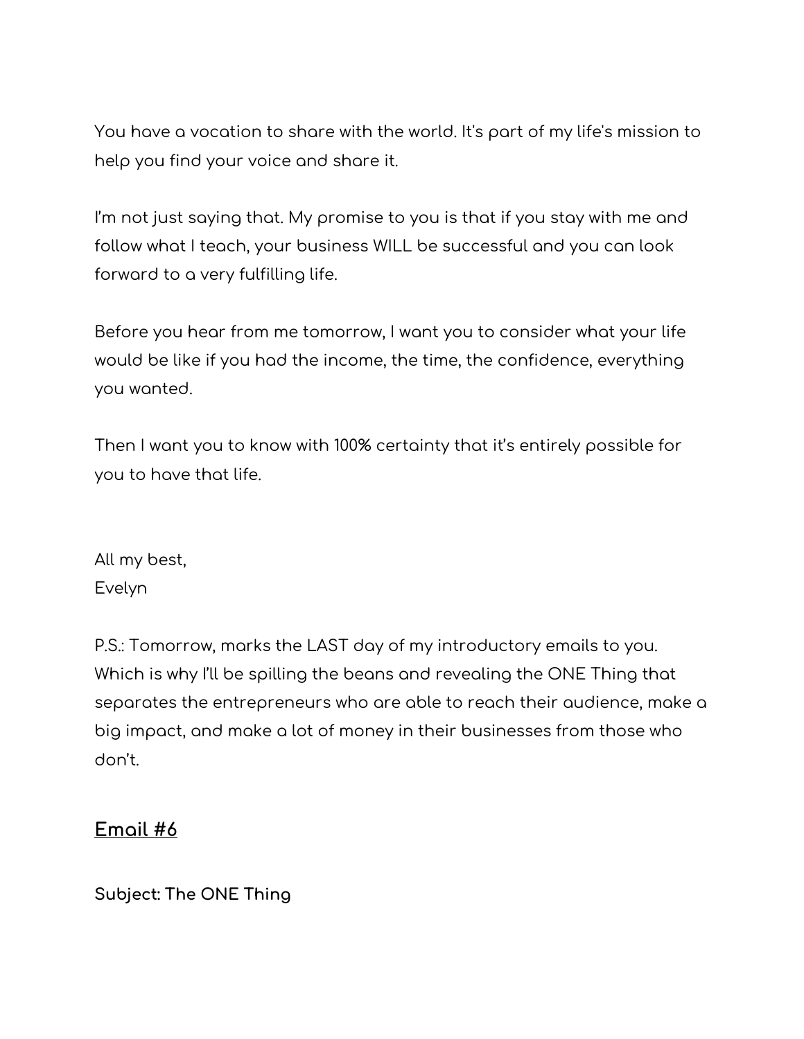You have a vocation to share with the world. It's part of my life's mission to help you find your voice and share it.

I'm not just saying that. My promise to you is that if you stay with me and follow what I teach, your business WILL be successful and you can look forward to a very fulfilling life.

Before you hear from me tomorrow, I want you to consider what your life would be like if you had the income, the time, the confidence, everything you wanted.

Then I want you to know with 100% certainty that it's entirely possible for you to have that life.

All my best,
Evelyn

P.S.: Tomorrow, marks the LAST day of my introductory emails to you. Which is why I'll be spilling the beans and revealing the ONE Thing that separates the entrepreneurs who are able to reach their audience, make a big impact, and make a lot of money in their businesses from those who don't.

## Email #6

**Subject: The ONE Thing**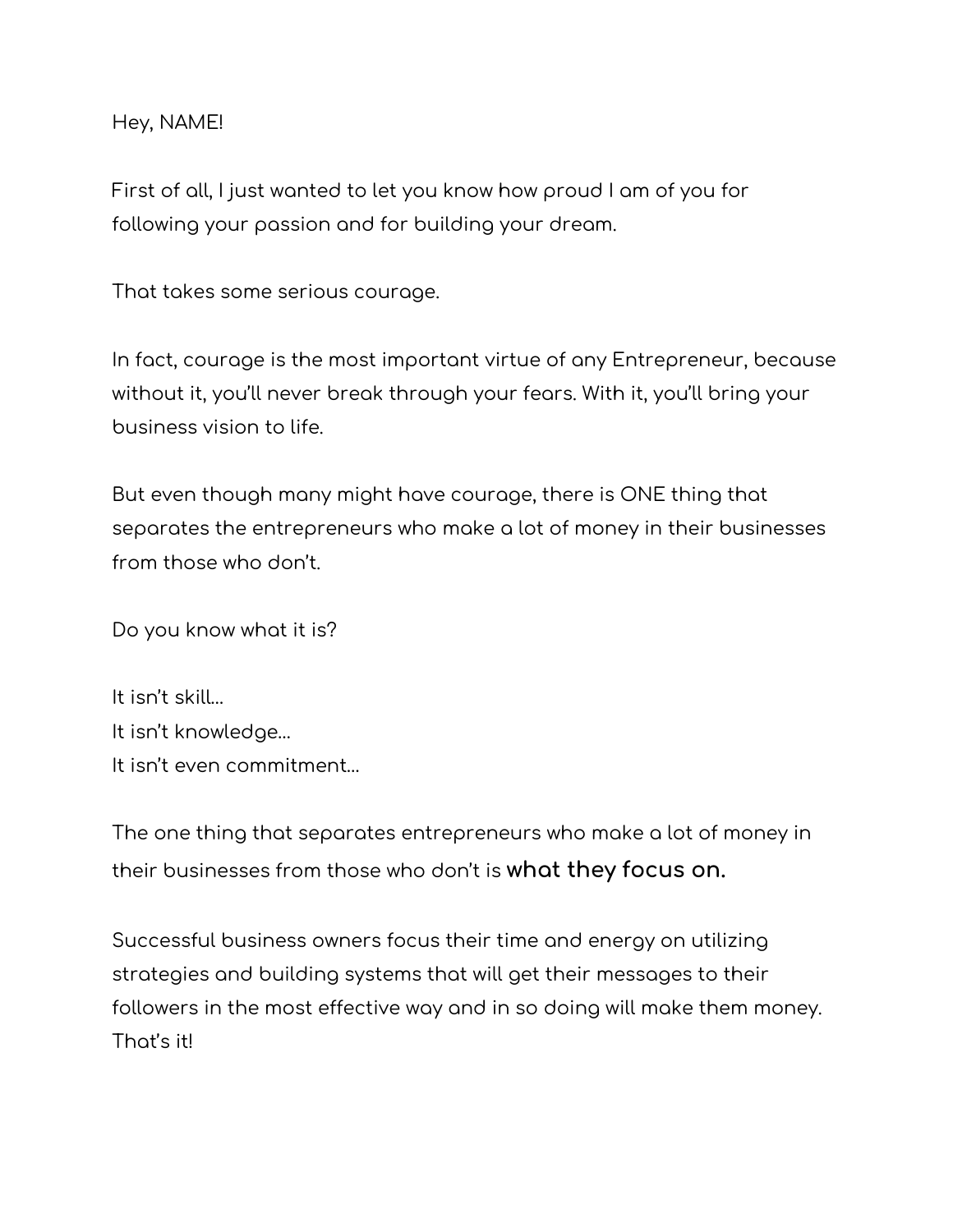Hey, NAME!

First of all, I just wanted to let you know how proud I am of you for following your passion and for building your dream.

That takes some serious courage.

In fact, courage is the most important virtue of any Entrepreneur, because without it, you'll never break through your fears. With it, you'll bring your business vision to life.

But even though many might have courage, there is ONE thing that separates the entrepreneurs who make a lot of money in their businesses from those who don't.

Do you know what it is?

It isn't skill…
It isn't knowledge…
It isn't even commitment…

The one thing that separates entrepreneurs who make a lot of money in their businesses from those who don't is **what they focus on.**

Successful business owners focus their time and energy on utilizing strategies and building systems that will get their messages to their followers in the most effective way and in so doing will make them money. That's it!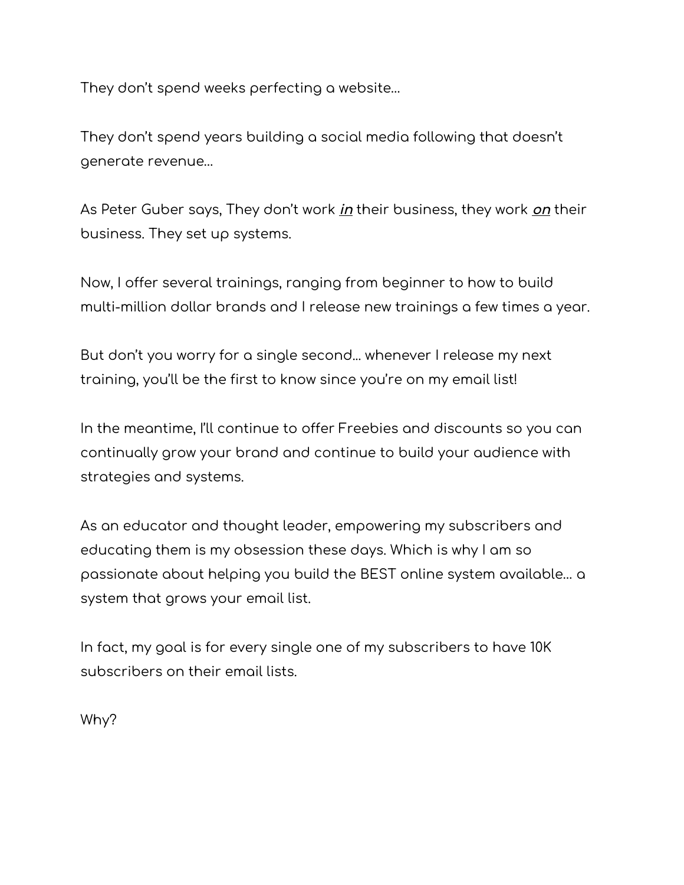They don't spend weeks perfecting a website…

They don't spend years building a social media following that doesn't generate revenue…

As Peter Guber says, They don't work ***in*** their business, they work ***on*** their business. They set up systems.

Now, I offer several trainings, ranging from beginner to how to build multi-million dollar brands and I release new trainings a few times a year.

But don't you worry for a single second… whenever I release my next training, you'll be the first to know since you're on my email list!

In the meantime, I'll continue to offer Freebies and discounts so you can continually grow your brand and continue to build your audience with strategies and systems.

As an educator and thought leader, empowering my subscribers and educating them is my obsession these days. Which is why I am so passionate about helping you build the BEST online system available… a system that grows your email list.

In fact, my goal is for every single one of my subscribers to have 10K subscribers on their email lists.

Why?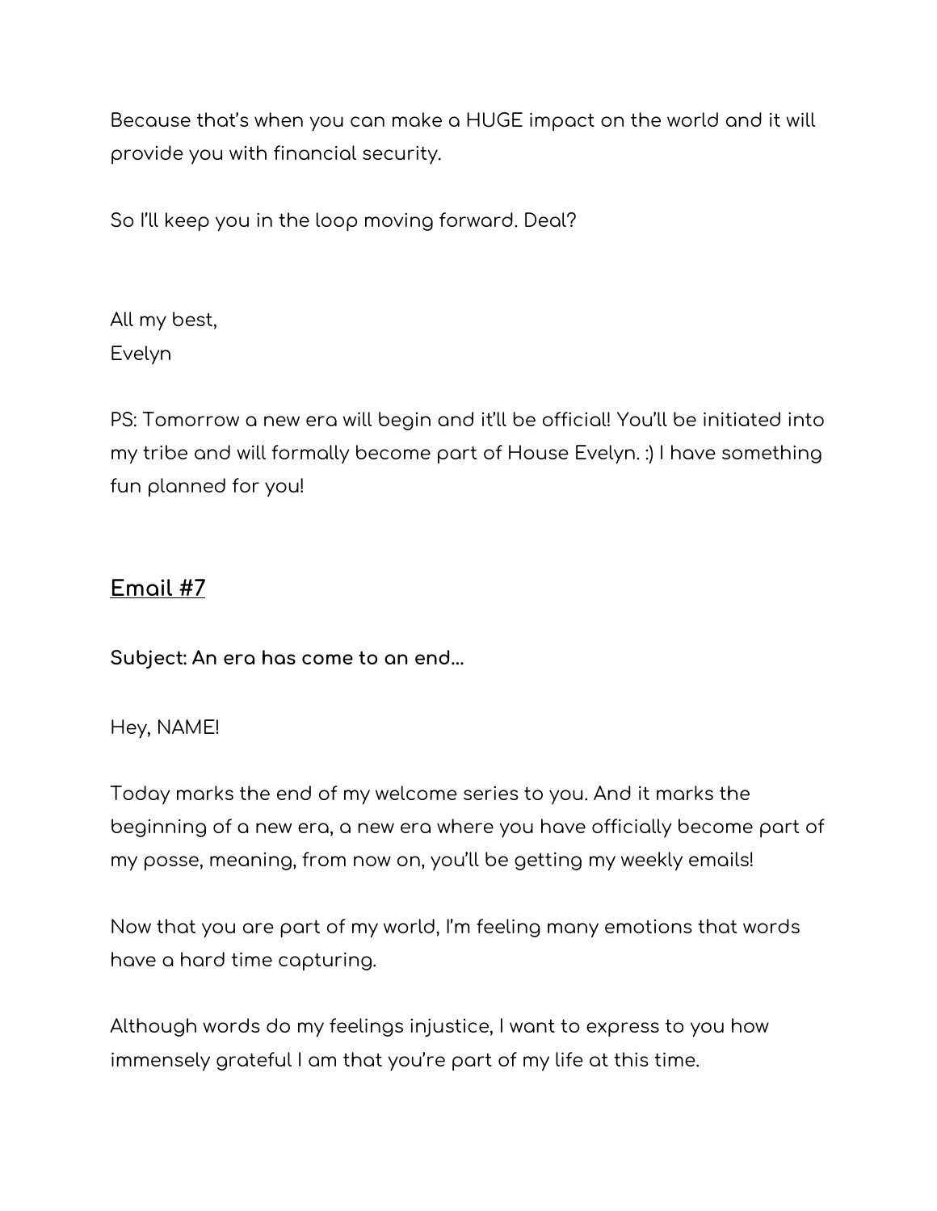Because that's when you can make a HUGE impact on the world and it will provide you with financial security.

So I'll keep you in the loop moving forward. Deal?

All my best,
Evelyn

PS: Tomorrow a new era will begin and it'll be official! You'll be initiated into my tribe and will formally become part of House Evelyn. :) I have something fun planned for you!

## Email #7

**Subject: An era has come to an end...**

Hey, NAME!

Today marks the end of my welcome series to you. And it marks the beginning of a new era, a new era where you have officially become part of my posse, meaning, from now on, you'll be getting my weekly emails!

Now that you are part of my world, I'm feeling many emotions that words have a hard time capturing.

Although words do my feelings injustice, I want to express to you how immensely grateful I am that you're part of my life at this time.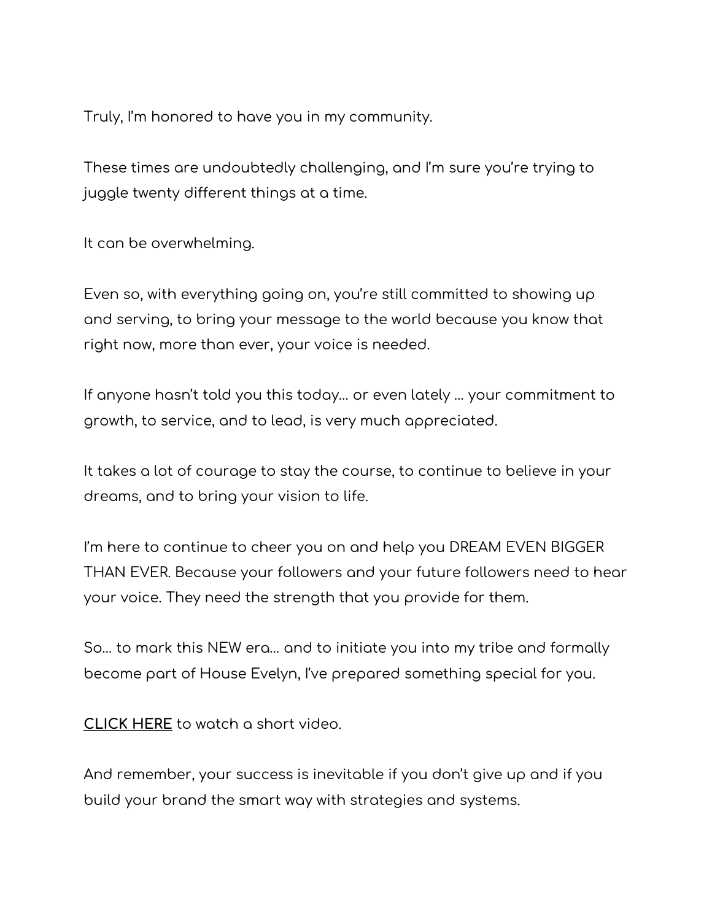Truly, I'm honored to have you in my community.

These times are undoubtedly challenging, and I'm sure you're trying to juggle twenty different things at a time.

It can be overwhelming.

Even so, with everything going on, you're still committed to showing up and serving, to bring your message to the world because you know that right now, more than ever, your voice is needed.

If anyone hasn't told you this today… or even lately … your commitment to growth, to service, and to lead, is very much appreciated.

It takes a lot of courage to stay the course, to continue to believe in your dreams, and to bring your vision to life.

I'm here to continue to cheer you on and help you DREAM EVEN BIGGER THAN EVER. Because your followers and your future followers need to hear your voice. They need the strength that you provide for them.

So… to mark this NEW era… and to initiate you into my tribe and formally become part of House Evelyn, I've prepared something special for you.

**CLICK HERE** to watch a short video.

And remember, your success is inevitable if you don't give up and if you build your brand the smart way with strategies and systems.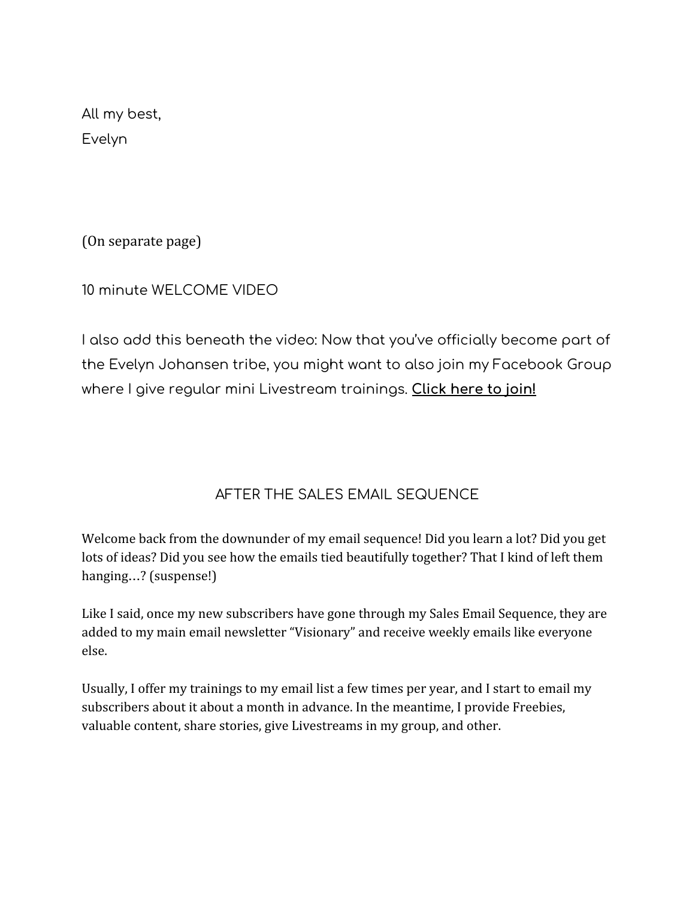All my best,
Evelyn

(On separate page)

10 minute WELCOME VIDEO

I also add this beneath the video: Now that you've officially become part of the Evelyn Johansen tribe, you might want to also join my Facebook Group where I give regular mini Livestream trainings. **Click here to join!**

## AFTER THE SALES EMAIL SEQUENCE

Welcome back from the downunder of my email sequence! Did you learn a lot? Did you get lots of ideas? Did you see how the emails tied beautifully together? That I kind of left them hanging…? (suspense!)

Like I said, once my new subscribers have gone through my Sales Email Sequence, they are added to my main email newsletter "Visionary" and receive weekly emails like everyone else.

Usually, I offer my trainings to my email list a few times per year, and I start to email my subscribers about it about a month in advance. In the meantime, I provide Freebies, valuable content, share stories, give Livestreams in my group, and other.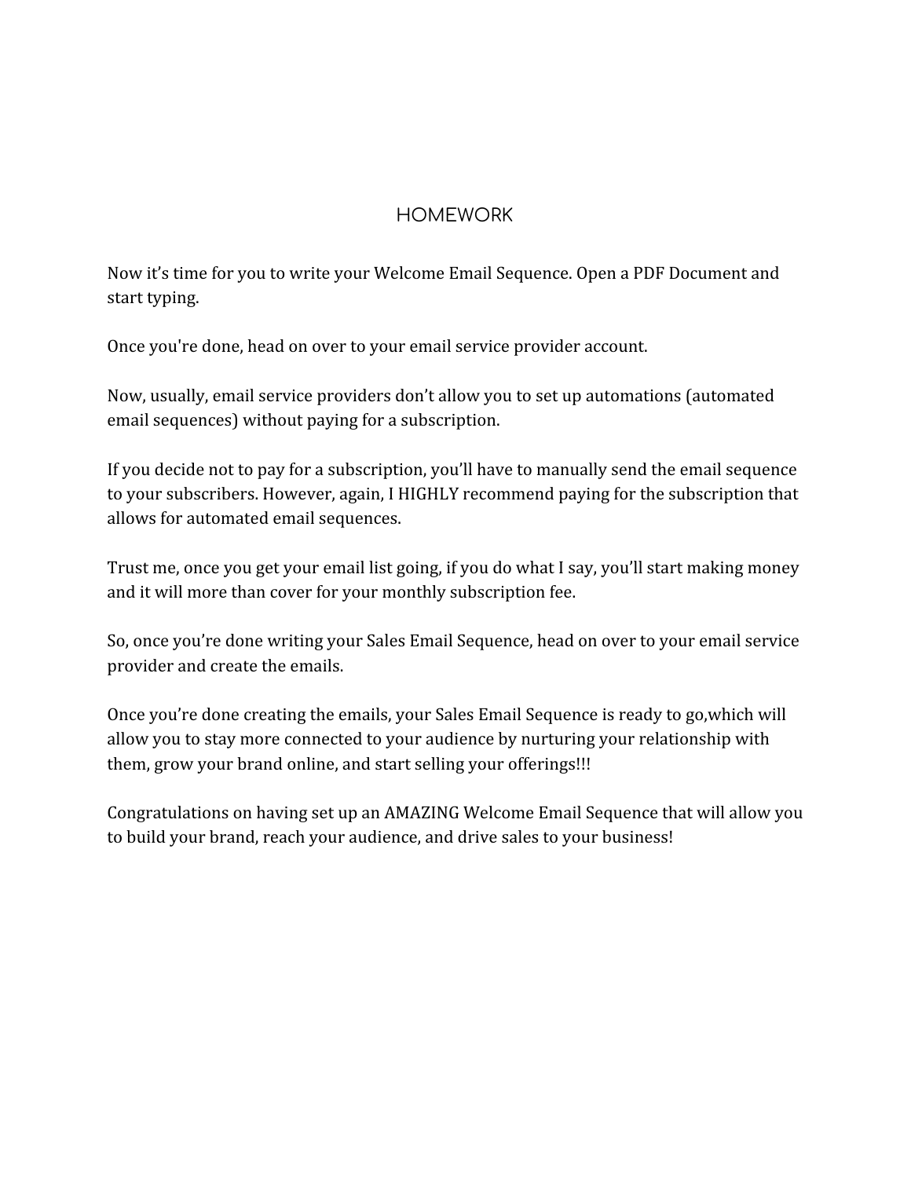# HOMEWORK

Now it's time for you to write your Welcome Email Sequence. Open a PDF Document and start typing.

Once you're done, head on over to your email service provider account.

Now, usually, email service providers don't allow you to set up automations (automated email sequences) without paying for a subscription.

If you decide not to pay for a subscription, you'll have to manually send the email sequence to your subscribers. However, again, I HIGHLY recommend paying for the subscription that allows for automated email sequences.

Trust me, once you get your email list going, if you do what I say, you'll start making money and it will more than cover for your monthly subscription fee.

So, once you're done writing your Sales Email Sequence, head on over to your email service provider and create the emails.

Once you're done creating the emails, your Sales Email Sequence is ready to go,which will allow you to stay more connected to your audience by nurturing your relationship with them, grow your brand online, and start selling your offerings!!!

Congratulations on having set up an AMAZING Welcome Email Sequence that will allow you to build your brand, reach your audience, and drive sales to your business!